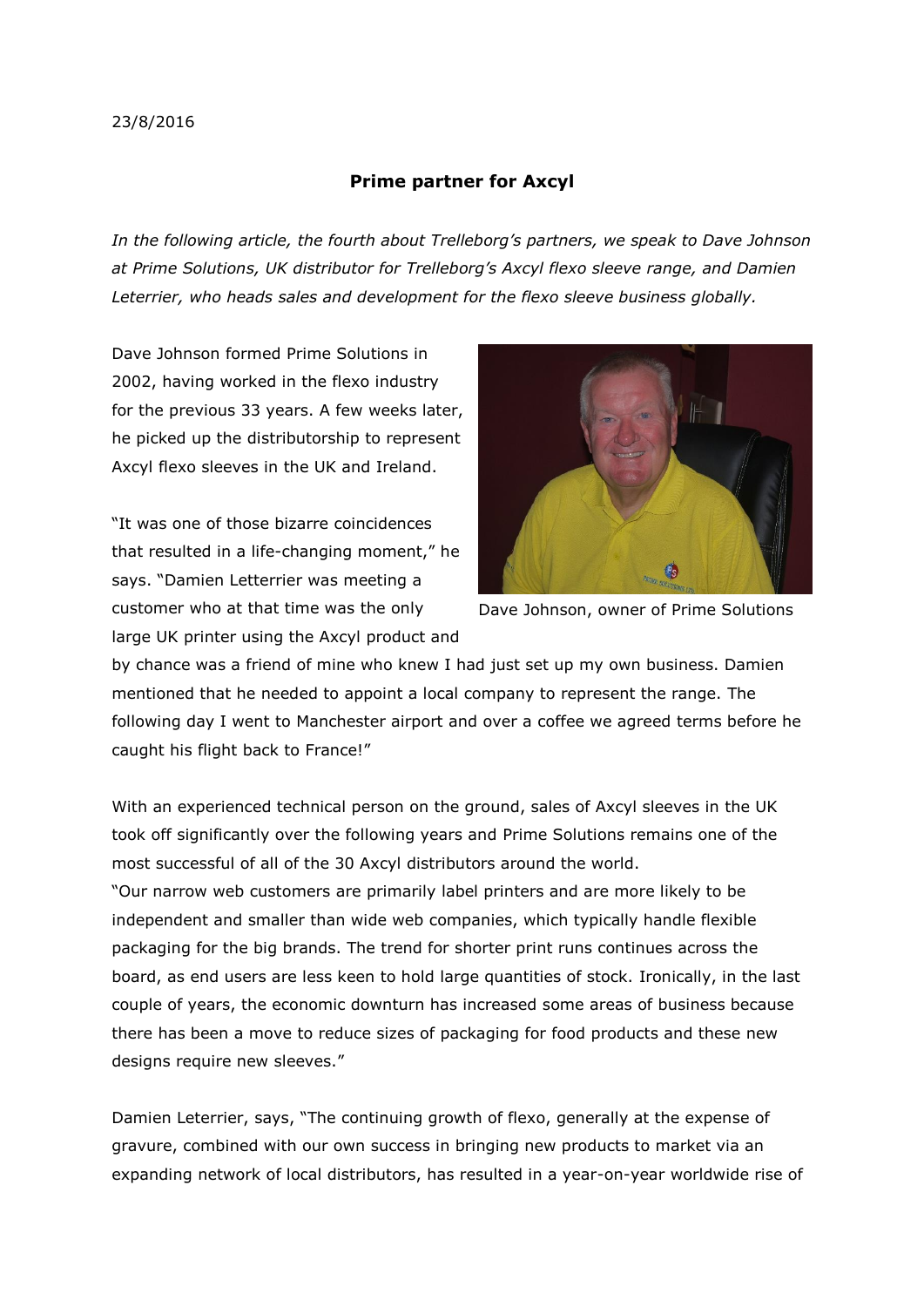23/8/2016

## Prime partner for Axcyl

*In the following article, the fourth about Trelleborg's partners, we speak to Dave Johnson at Prime Solutions, UK distributor for Trelleborg's Axcyl flexo sleeve range, and Damien Leterrier, who heads sales and development for the flexo sleeve business globally.*

Dave Johnson formed Prime Solutions in 2002, having worked in the flexo industry for the previous 33 years. A few weeks later, he picked up the distributorship to represent Axcyl flexo sleeves in the UK and Ireland.

"It was one of those bizarre coincidences that resulted in a life-changing moment," he says. "Damien Letterrier was meeting a customer who at that time was the only large UK printer using the Axcyl product and by chance was a friend of mine who knew I had just set up my own business. Damien mentioned that he needed to appoint a local company to represent the range. The following day I went to Manchester airport and over a coffee we agreed terms before he caught his flight back to France!"

Dave Johnson, owner of Prime Solutions

With an experienced technical person on the ground, sales of Axcyl sleeves in the UK took off significantly over the following years and Prime Solutions remains one of the most successful of all of the 30 Axcyl distributors around the world.

"Our narrow web customers are primarily label printers and are more likely to be independent and smaller than wide web companies, which typically handle flexible packaging for the big brands. The trend for shorter print runs continues across the board, as end users are less keen to hold large quantities of stock. Ironically, in the last couple of years, the economic downturn has increased some areas of business because there has been a move to reduce sizes of packaging for food products and these new designs require new sleeves."

Damien Leterrier, says, "The continuing growth of flexo, generally at the expense of gravure, combined with our own success in bringing new products to market via an expanding network of local distributors, has resulted in a year-on-year worldwide rise of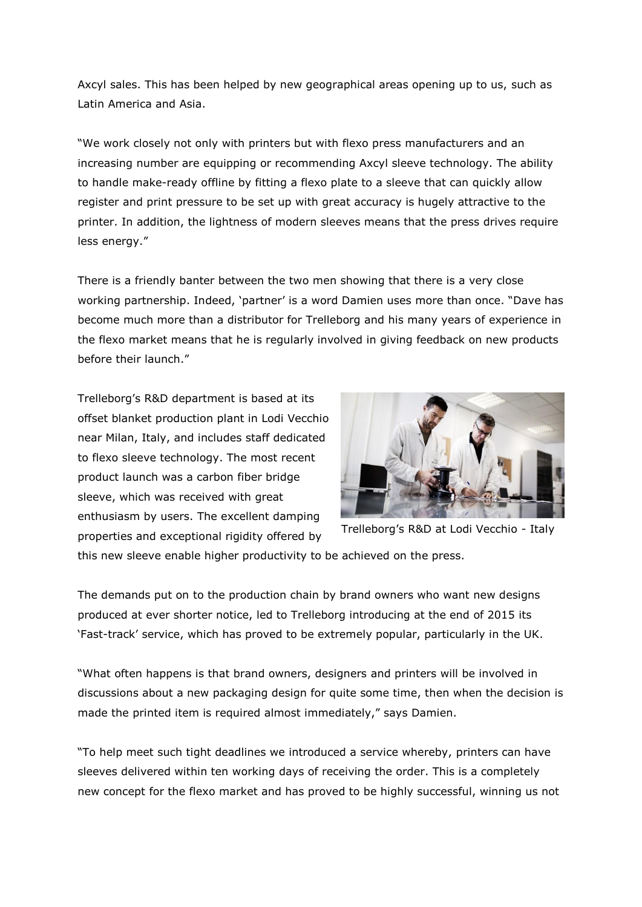Axcyl sales. This has been helped by new geographical areas opening up to us, such as Latin America and Asia.

"We work closely not only with printers but with flexo press manufacturers and an increasing number are equipping or recommending Axcyl sleeve technology. The ability to handle make-ready offline by fitting a flexo plate to a sleeve that can quickly allow register and print pressure to be set up with great accuracy is hugely attractive to the printer. In addition, the lightness of modern sleeves means that the press drives require less energy."

There is a friendly banter between the two men showing that there is a very close working partnership. Indeed, 'partner' is a word Damien uses more than once. "Dave has become much more than a distributor for Trelleborg and his many years of experience in the flexo market means that he is regularly involved in giving feedback on new products before their launch."

Trelleborg's R&D department is based at its offset blanket production plant in Lodi Vecchio near Milan, Italy, and includes staff dedicated to flexo sleeve technology. The most recent product launch was a carbon fiber bridge sleeve, which was received with great enthusiasm by users. The excellent damping properties and exceptional rigidity offered by this new sleeve enable higher productivity to be achieved on the press.

Trelleborg's R&D at Lodi Vecchio - Italy

The demands put on to the production chain by brand owners who want new designs produced at ever shorter notice, led to Trelleborg introducing at the end of 2015 its 'Fast-track' service, which has proved to be extremely popular, particularly in the UK.

"What often happens is that brand owners, designers and printers will be involved in discussions about a new packaging design for quite some time, then when the decision is made the printed item is required almost immediately," says Damien.

"To help meet such tight deadlines we introduced a service whereby, printers can have sleeves delivered within ten working days of receiving the order. This is a completely new concept for the flexo market and has proved to be highly successful, winning us not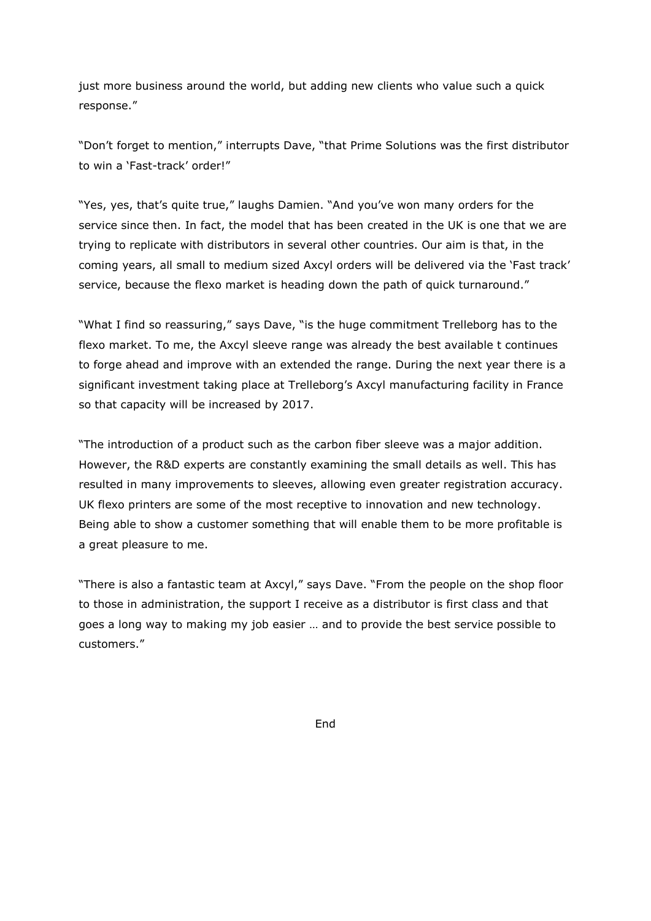just more business around the world, but adding new clients who value such a quick response."

"Don't forget to mention," interrupts Dave, "that Prime Solutions was the first distributor to win a 'Fast-track' order!"

"Yes, yes, that's quite true," laughs Damien. "And you've won many orders for the service since then. In fact, the model that has been created in the UK is one that we are trying to replicate with distributors in several other countries. Our aim is that, in the coming years, all small to medium sized Axcyl orders will be delivered via the 'Fast track' service, because the flexo market is heading down the path of quick turnaround."

"What I find so reassuring," says Dave, "is the huge commitment Trelleborg has to the flexo market. To me, the Axcyl sleeve range was already the best available t continues to forge ahead and improve with an extended the range. During the next year there is a significant investment taking place at Trelleborg's Axcyl manufacturing facility in France so that capacity will be increased by 2017.

"The introduction of a product such as the carbon fiber sleeve was a major addition. However, the R&D experts are constantly examining the small details as well. This has resulted in many improvements to sleeves, allowing even greater registration accuracy. UK flexo printers are some of the most receptive to innovation and new technology. Being able to show a customer something that will enable them to be more profitable is a great pleasure to me.

"There is also a fantastic team at Axcyl," says Dave. "From the people on the shop floor to those in administration, the support I receive as a distributor is first class and that goes a long way to making my job easier … and to provide the best service possible to customers."

End